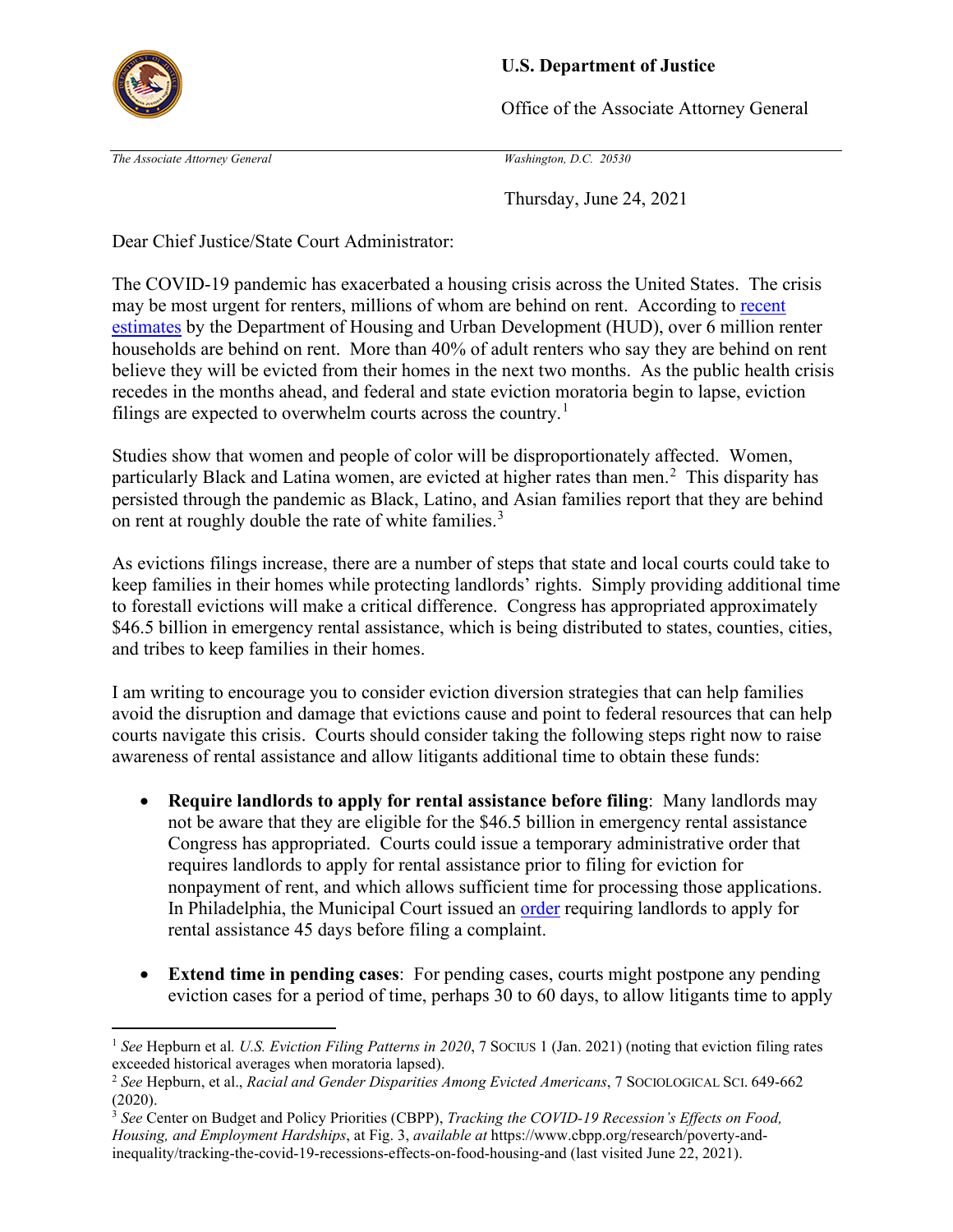**U.S. Department of Justice**

Office of the Associate Attorney General

*The Associate Attorney General* *Washington, D.C. 20530*

Thursday, June 24, 2021

Dear Chief Justice/State Court Administrator:

The COVID-19 pandemic has exacerbated a housing crisis across the United States. The crisis may be most urgent for renters, millions of whom are behind on rent. According to recent estimates by the Department of Housing and Urban Development (HUD), over 6 million renter households are behind on rent. More than 40% of adult renters who say they are behind on rent believe they will be evicted from their homes in the next two months. As the public health crisis recedes in the months ahead, and federal and state eviction moratoria begin to lapse, eviction filings are expected to overwhelm courts across the country.[1]

Studies show that women and people of color will be disproportionately affected. Women, particularly Black and Latina women, are evicted at higher rates than men.[2] This disparity has persisted through the pandemic as Black, Latino, and Asian families report that they are behind on rent at roughly double the rate of white families.[3]

As evictions filings increase, there are a number of steps that state and local courts could take to keep families in their homes while protecting landlords' rights. Simply providing additional time to forestall evictions will make a critical difference. Congress has appropriated approximately $46.5 billion in emergency rental assistance, which is being distributed to states, counties, cities, and tribes to keep families in their homes.

I am writing to encourage you to consider eviction diversion strategies that can help families avoid the disruption and damage that evictions cause and point to federal resources that can help courts navigate this crisis. Courts should consider taking the following steps right now to raise awareness of rental assistance and allow litigants additional time to obtain these funds:

- **Require landlords to apply for rental assistance before filing**: Many landlords may not be aware that they are eligible for the $46.5 billion in emergency rental assistance Congress has appropriated. Courts could issue a temporary administrative order that requires landlords to apply for rental assistance prior to filing for eviction for nonpayment of rent, and which allows sufficient time for processing those applications. In Philadelphia, the Municipal Court issued an order requiring landlords to apply for rental assistance 45 days before filing a complaint.

- **Extend time in pending cases**: For pending cases, courts might postpone any pending eviction cases for a period of time, perhaps 30 to 60 days, to allow litigants time to apply

---

[1] *See* Hepburn et al. *U.S. Eviction Filing Patterns in 2020*, 7 SOCIUS 1 (Jan. 2021) (noting that eviction filing rates exceeded historical averages when moratoria lapsed).

[2] *See* Hepburn, et al., *Racial and Gender Disparities Among Evicted Americans*, 7 SOCIOLOGICAL SCI. 649-662 (2020).

[3] *See* Center on Budget and Policy Priorities (CBPP), *Tracking the COVID-19 Recession's Effects on Food, Housing, and Employment Hardships*, at Fig. 3, *available at* https://www.cbpp.org/research/poverty-and-inequality/tracking-the-covid-19-recessions-effects-on-food-housing-and (last visited June 22, 2021).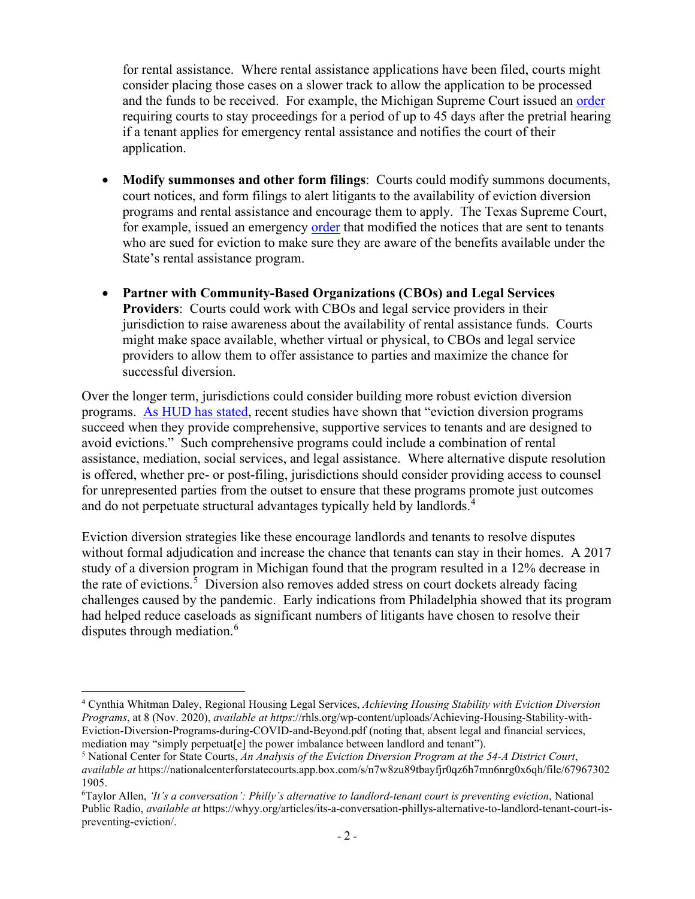for rental assistance. Where rental assistance applications have been filed, courts might consider placing those cases on a slower track to allow the application to be processed and the funds to be received. For example, the Michigan Supreme Court issued an order requiring courts to stay proceedings for a period of up to 45 days after the pretrial hearing if a tenant applies for emergency rental assistance and notifies the court of their application.

- **Modify summonses and other form filings**: Courts could modify summons documents, court notices, and form filings to alert litigants to the availability of eviction diversion programs and rental assistance and encourage them to apply. The Texas Supreme Court, for example, issued an emergency order that modified the notices that are sent to tenants who are sued for eviction to make sure they are aware of the benefits available under the State's rental assistance program.

- **Partner with Community-Based Organizations (CBOs) and Legal Services Providers**: Courts could work with CBOs and legal service providers in their jurisdiction to raise awareness about the availability of rental assistance funds. Courts might make space available, whether virtual or physical, to CBOs and legal service providers to allow them to offer assistance to parties and maximize the chance for successful diversion.

Over the longer term, jurisdictions could consider building more robust eviction diversion programs. As HUD has stated, recent studies have shown that "eviction diversion programs succeed when they provide comprehensive, supportive services to tenants and are designed to avoid evictions." Such comprehensive programs could include a combination of rental assistance, mediation, social services, and legal assistance. Where alternative dispute resolution is offered, whether pre- or post-filing, jurisdictions should consider providing access to counsel for unrepresented parties from the outset to ensure that these programs promote just outcomes and do not perpetuate structural advantages typically held by landlords.[4]

Eviction diversion strategies like these encourage landlords and tenants to resolve disputes without formal adjudication and increase the chance that tenants can stay in their homes. A 2017 study of a diversion program in Michigan found that the program resulted in a 12% decrease in the rate of evictions.[5] Diversion also removes added stress on court dockets already facing challenges caused by the pandemic. Early indications from Philadelphia showed that its program had helped reduce caseloads as significant numbers of litigants have chosen to resolve their disputes through mediation.[6]

---

[4] Cynthia Whitman Daley, Regional Housing Legal Services, *Achieving Housing Stability with Eviction Diversion Programs*, at 8 (Nov. 2020), *available at https*://rhls.org/wp-content/uploads/Achieving-Housing-Stability-with-Eviction-Diversion-Programs-during-COVID-and-Beyond.pdf (noting that, absent legal and financial services, mediation may "simply perpetuat[e] the power imbalance between landlord and tenant").

[5] National Center for State Courts, *An Analysis of the Eviction Diversion Program at the 54-A District Court*, *available at* https://nationalcenterforstatecourts.app.box.com/s/n7w8zu89tbayfjr0qz6h7mn6nrg0x6qh/file/679673021905.

[6] Taylor Allen, *'It's a conversation': Philly's alternative to landlord-tenant court is preventing eviction*, National Public Radio, *available at* https://whyy.org/articles/its-a-conversation-phillys-alternative-to-landlord-tenant-court-is-preventing-eviction/.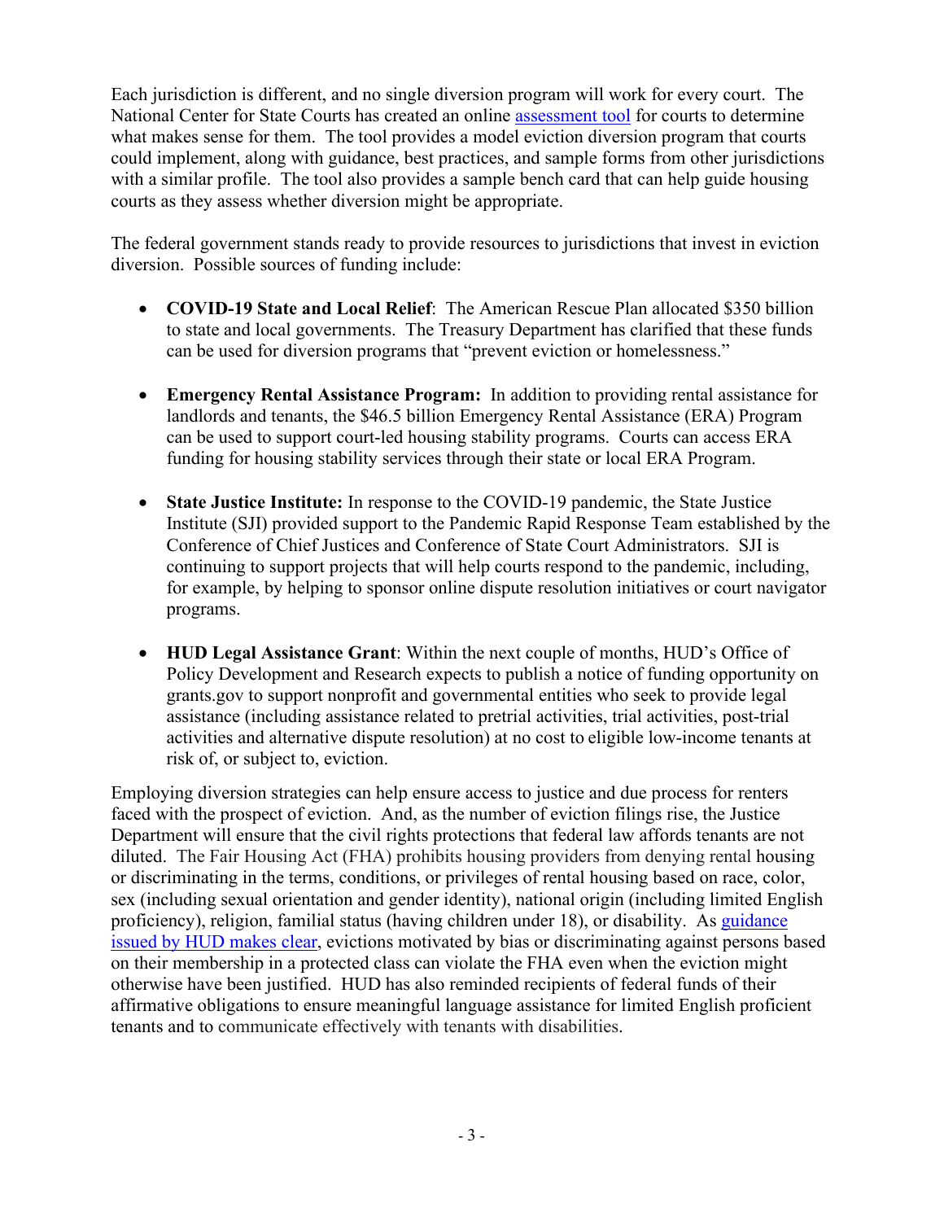Each jurisdiction is different, and no single diversion program will work for every court. The National Center for State Courts has created an online assessment tool for courts to determine what makes sense for them. The tool provides a model eviction diversion program that courts could implement, along with guidance, best practices, and sample forms from other jurisdictions with a similar profile. The tool also provides a sample bench card that can help guide housing courts as they assess whether diversion might be appropriate.

The federal government stands ready to provide resources to jurisdictions that invest in eviction diversion. Possible sources of funding include:

- **COVID-19 State and Local Relief**: The American Rescue Plan allocated $350 billion to state and local governments. The Treasury Department has clarified that these funds can be used for diversion programs that "prevent eviction or homelessness."

- **Emergency Rental Assistance Program:** In addition to providing rental assistance for landlords and tenants, the $46.5 billion Emergency Rental Assistance (ERA) Program can be used to support court-led housing stability programs. Courts can access ERA funding for housing stability services through their state or local ERA Program.

- **State Justice Institute:** In response to the COVID-19 pandemic, the State Justice Institute (SJI) provided support to the Pandemic Rapid Response Team established by the Conference of Chief Justices and Conference of State Court Administrators. SJI is continuing to support projects that will help courts respond to the pandemic, including, for example, by helping to sponsor online dispute resolution initiatives or court navigator programs.

- **HUD Legal Assistance Grant**: Within the next couple of months, HUD's Office of Policy Development and Research expects to publish a notice of funding opportunity on grants.gov to support nonprofit and governmental entities who seek to provide legal assistance (including assistance related to pretrial activities, trial activities, post-trial activities and alternative dispute resolution) at no cost to eligible low-income tenants at risk of, or subject to, eviction.

Employing diversion strategies can help ensure access to justice and due process for renters faced with the prospect of eviction. And, as the number of eviction filings rise, the Justice Department will ensure that the civil rights protections that federal law affords tenants are not diluted. The Fair Housing Act (FHA) prohibits housing providers from denying rental housing or discriminating in the terms, conditions, or privileges of rental housing based on race, color, sex (including sexual orientation and gender identity), national origin (including limited English proficiency), religion, familial status (having children under 18), or disability. As guidance issued by HUD makes clear, evictions motivated by bias or discriminating against persons based on their membership in a protected class can violate the FHA even when the eviction might otherwise have been justified. HUD has also reminded recipients of federal funds of their affirmative obligations to ensure meaningful language assistance for limited English proficient tenants and to communicate effectively with tenants with disabilities.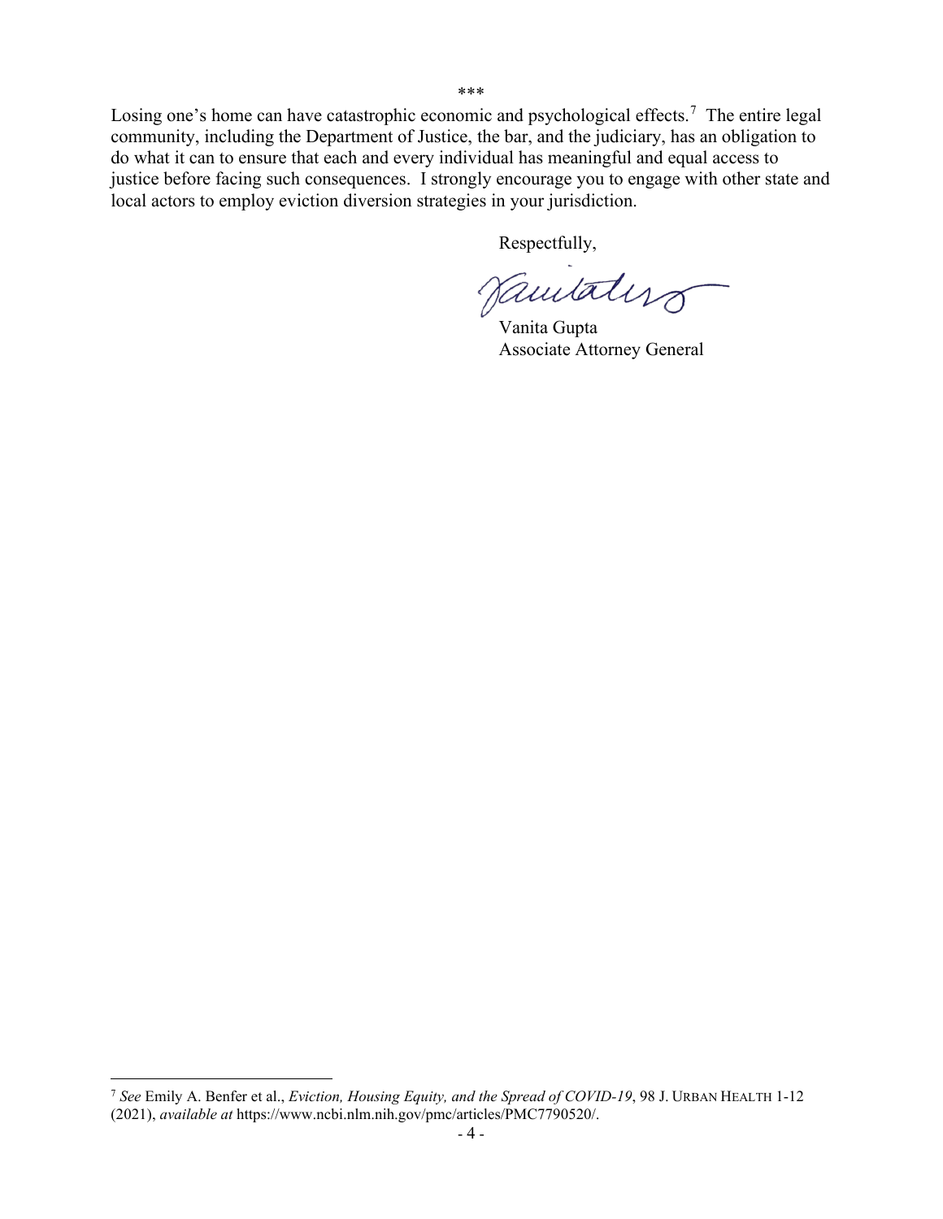\*\*\*

Losing one's home can have catastrophic economic and psychological effects.[7] The entire legal community, including the Department of Justice, the bar, and the judiciary, has an obligation to do what it can to ensure that each and every individual has meaningful and equal access to justice before facing such consequences. I strongly encourage you to engage with other state and local actors to employ eviction diversion strategies in your jurisdiction.

Respectfully,

Vanita Gupta
Associate Attorney General

---

[7] *See* Emily A. Benfer et al., *Eviction, Housing Equity, and the Spread of COVID-19*, 98 J. URBAN HEALTH 1-12 (2021), *available at* https://www.ncbi.nlm.nih.gov/pmc/articles/PMC7790520/.